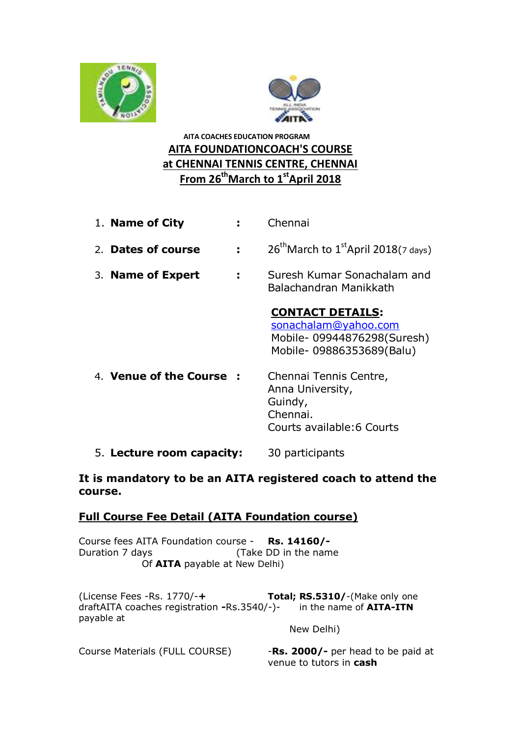AITA COACHES EDUCATION PROGRAM

# AITA FOUNDATIONCOACH'S COURSE

## at CHENNAI TENNIS CENTRE, CHENNAI

## From 26th March to 1st April 2018

1. **Name of City** : Chennai
2. **Dates of course** : 26th March to 1st April 2018(7 days)
3. **Name of Expert** : Suresh Kumar Sonachalam and Balachandran Manikkath

   **CONTACT DETAILS:**
   sonachalam@yahoo.com
   Mobile- 09944876298(Suresh)
   Mobile- 09886353689(Balu)

4. **Venue of the Course** : Chennai Tennis Centre, Anna University, Guindy, Chennai. Courts available:6 Courts
5. **Lecture room capacity:** 30 participants

**It is mandatory to be an AITA registered coach to attend the course.**

## Full Course Fee Detail (AITA Foundation course)

Course fees AITA Foundation course - Duration 7 days — **Rs. 14160/-** (Take DD in the name Of **AITA** payable at New Delhi)

(License Fees -Rs. 1770/-**+** draftAITA coaches registration **-**Rs.3540/-)- payable at — **Total; RS.5310/**-(Make only one in the name of **AITA-ITN** New Delhi)

Course Materials (FULL COURSE) — -**Rs. 2000/-** per head to be paid at venue to tutors in **cash**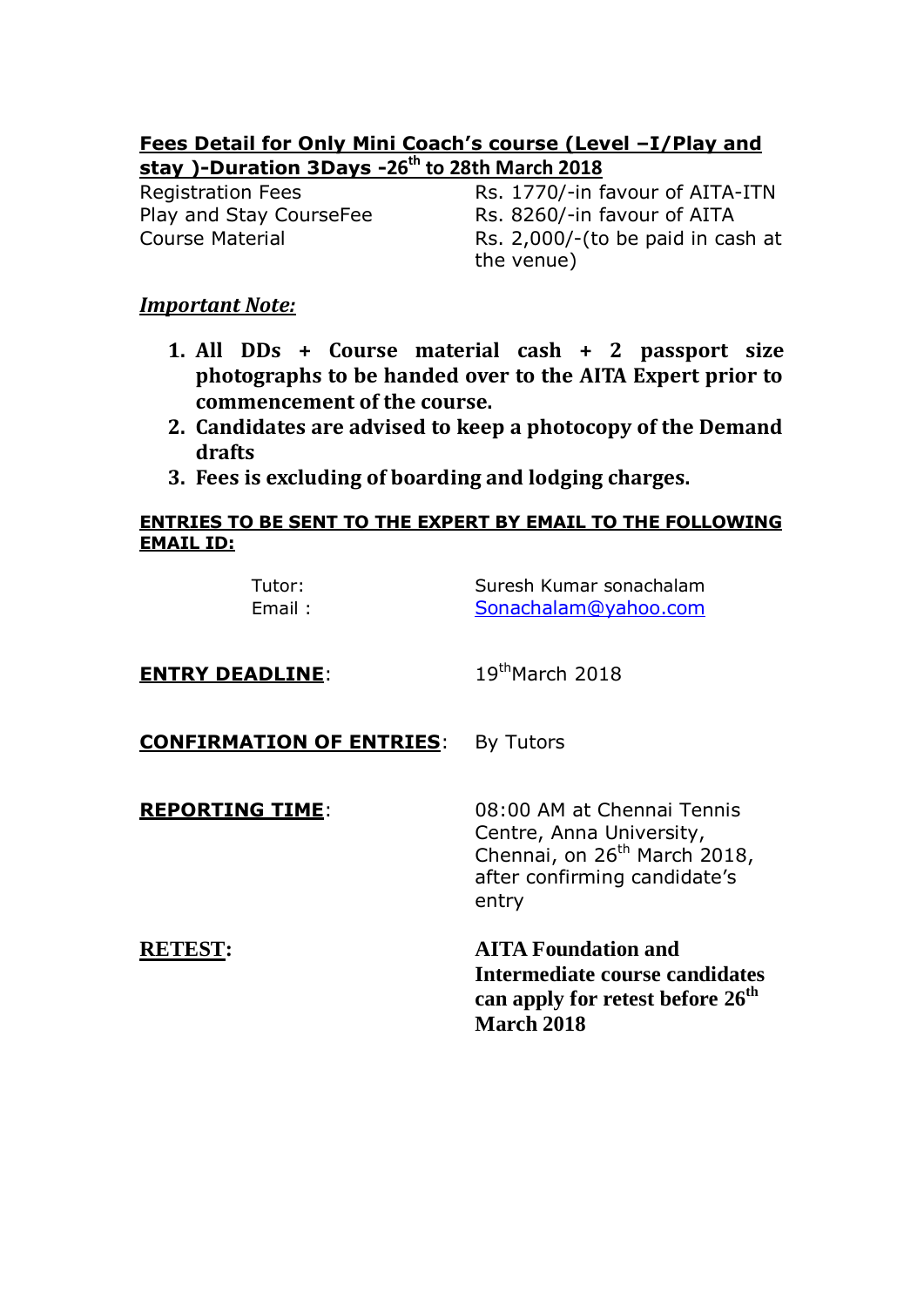## Fees Detail for Only Mini Coach's course (Level –I/Play and stay )-Duration 3Days -26th to 28th March 2018

| | |
|---|---|
| Registration Fees | Rs. 1770/-in favour of AITA-ITN |
| Play and Stay CourseFee | Rs. 8260/-in favour of AITA |
| Course Material | Rs. 2,000/-(to be paid in cash at the venue) |

***Important Note:***

1. **All DDs + Course material cash + 2 passport size photographs to be handed over to the AITA Expert prior to commencement of the course.**
2. **Candidates are advised to keep a photocopy of the Demand drafts**
3. **Fees is excluding of boarding and lodging charges.**

**ENTRIES TO BE SENT TO THE EXPERT BY EMAIL TO THE FOLLOWING EMAIL ID:**

| | |
|---|---|
| Tutor: | Suresh Kumar sonachalam |
| Email : | Sonachalam@yahoo.com |

**ENTRY DEADLINE**: 19th March 2018

**CONFIRMATION OF ENTRIES**: By Tutors

**REPORTING TIME**: 08:00 AM at Chennai Tennis Centre, Anna University, Chennai, on 26th March 2018, after confirming candidate's entry

**RETEST:** **AITA Foundation and Intermediate course candidates can apply for retest before 26th March 2018**